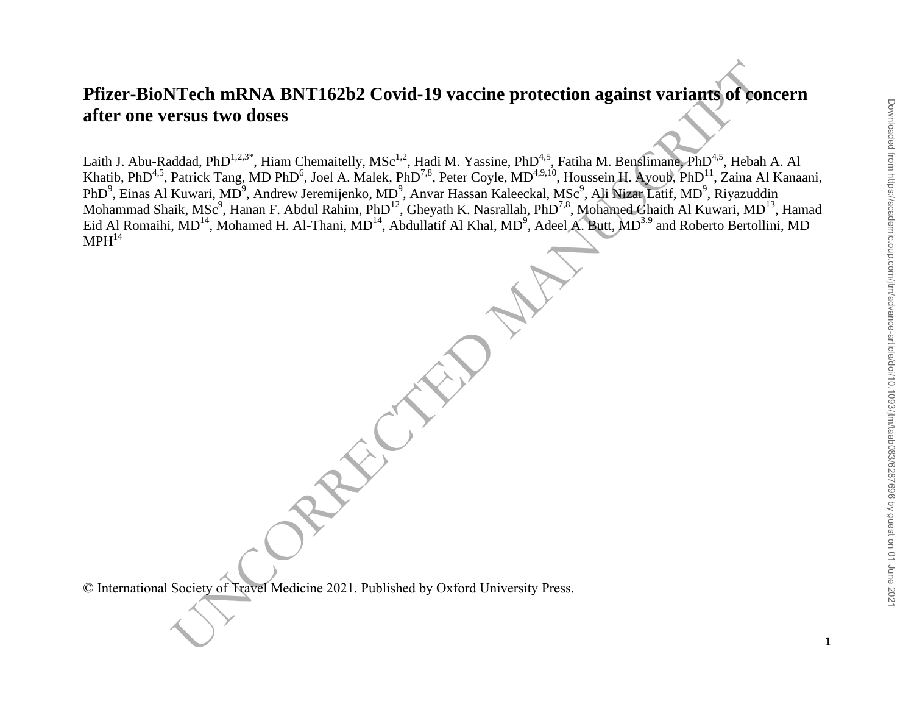# Pfizer-BioNTech mRNA BNT162b2 Covid-19 vaccine protection against variants of concern after one versus two doses

Laith J. Abu-Raddad, PhD[1,2,3*], Hiam Chemaitelly, MSc[1,2], Hadi M. Yassine, PhD[4,5], Fatiha M. Benslimane, PhD[4,5], Hebah A. Al Khatib, PhD[4,5], Patrick Tang, MD PhD[6], Joel A. Malek, PhD[7,8], Peter Coyle, MD[4,9,10], Houssein H. Ayoub, PhD[11], Zaina Al Kanaani, PhD[9], Einas Al Kuwari, MD[9], Andrew Jeremijenko, MD[9], Anvar Hassan Kaleeckal, MSc[9], Ali Nizar Latif, MD[9], Riyazuddin Mohammad Shaik, MSc[9], Hanan F. Abdul Rahim, PhD[12], Gheyath K. Nasrallah, PhD[7,8], Mohamed Ghaith Al Kuwari, MD[13], Hamad Eid Al Romaihi, MD[14], Mohamed H. Al-Thani, MD[14], Abdullatif Al Khal, MD[9], Adeel A. Butt, MD[3,9] and Roberto Bertollini, MD MPH[14]

© International Society of Travel Medicine 2021. Published by Oxford University Press.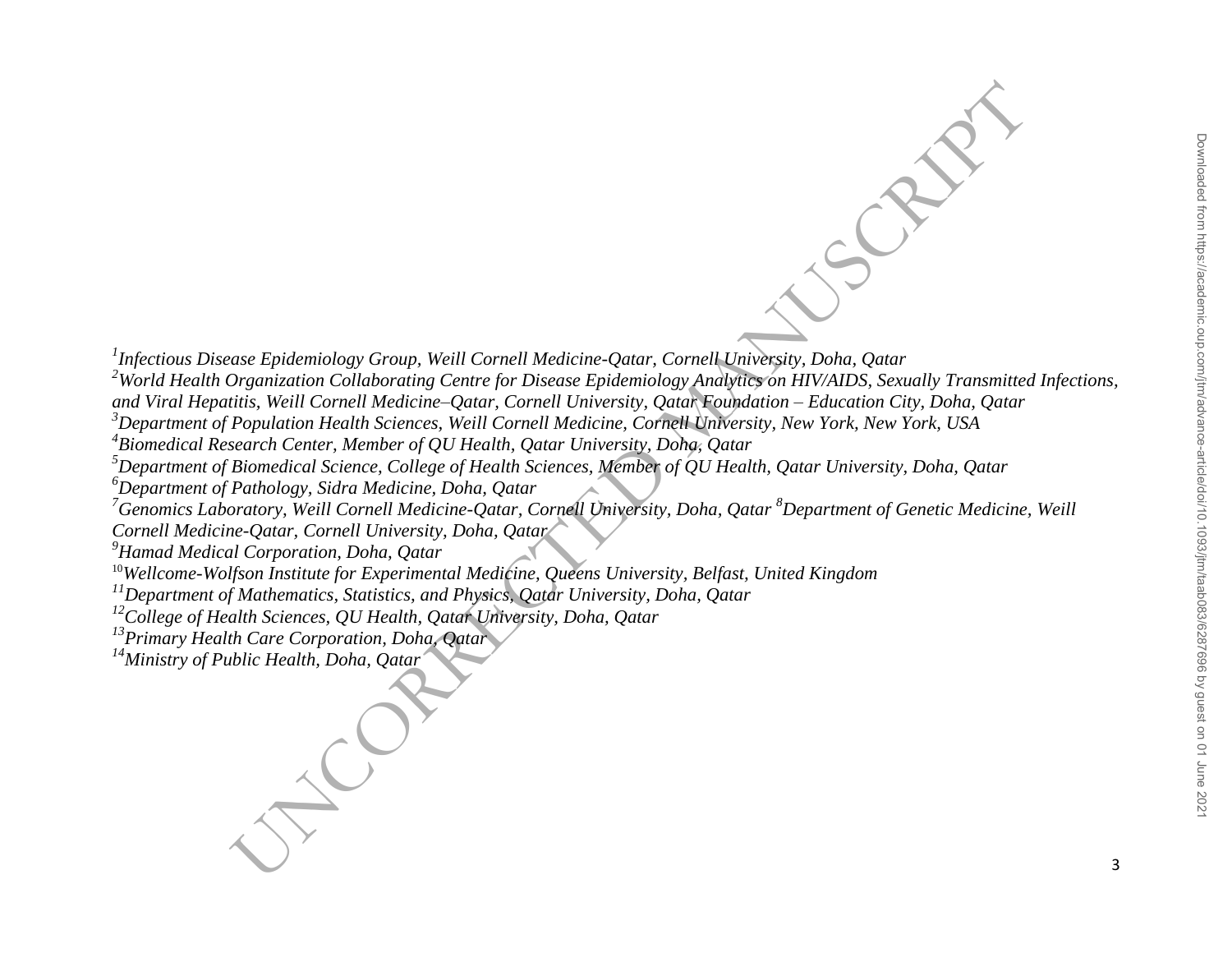*[1]Infectious Disease Epidemiology Group, Weill Cornell Medicine-Qatar, Cornell University, Doha, Qatar*
*[2]World Health Organization Collaborating Centre for Disease Epidemiology Analytics on HIV/AIDS, Sexually Transmitted Infections, and Viral Hepatitis, Weill Cornell Medicine–Qatar, Cornell University, Qatar Foundation – Education City, Doha, Qatar*
*[3]Department of Population Health Sciences, Weill Cornell Medicine, Cornell University, New York, New York, USA*
*[4]Biomedical Research Center, Member of QU Health, Qatar University, Doha, Qatar*
*[5]Department of Biomedical Science, College of Health Sciences, Member of QU Health, Qatar University, Doha, Qatar*
*[6]Department of Pathology, Sidra Medicine, Doha, Qatar*
*[7]Genomics Laboratory, Weill Cornell Medicine-Qatar, Cornell University, Doha, Qatar [8]Department of Genetic Medicine, Weill Cornell Medicine-Qatar, Cornell University, Doha, Qatar*
*[9]Hamad Medical Corporation, Doha, Qatar*
*[10]Wellcome-Wolfson Institute for Experimental Medicine, Queens University, Belfast, United Kingdom*
*[11]Department of Mathematics, Statistics, and Physics, Qatar University, Doha, Qatar*
*[12]College of Health Sciences, QU Health, Qatar University, Doha, Qatar*
*[13]Primary Health Care Corporation, Doha, Qatar*
*[14]Ministry of Public Health, Doha, Qatar*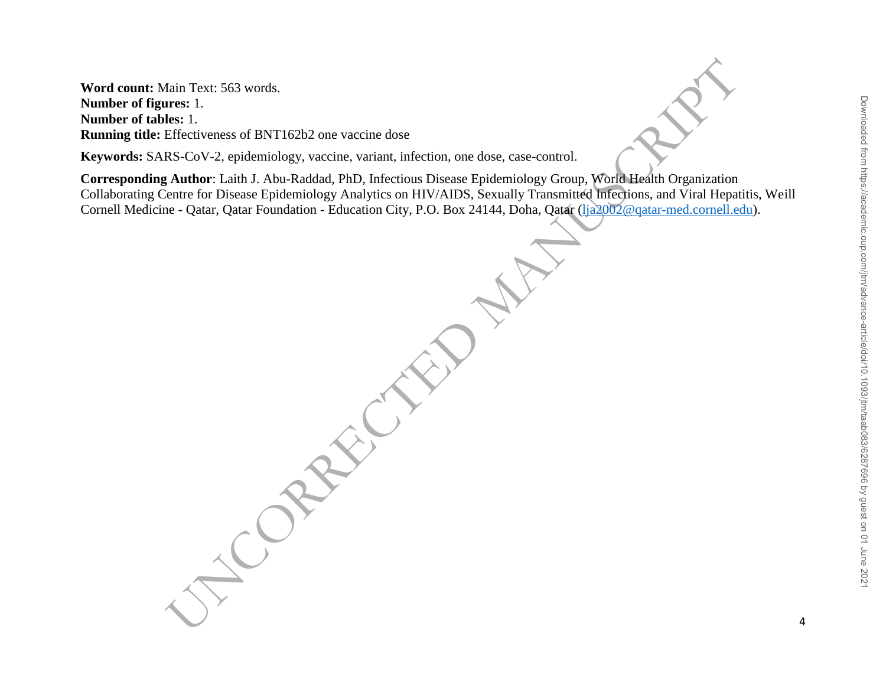**Word count:** Main Text: 563 words.
**Number of figures:** 1.
**Number of tables:** 1.
**Running title:** Effectiveness of BNT162b2 one vaccine dose

**Keywords:** SARS-CoV-2, epidemiology, vaccine, variant, infection, one dose, case-control.

**Corresponding Author**: Laith J. Abu-Raddad, PhD, Infectious Disease Epidemiology Group, World Health Organization Collaborating Centre for Disease Epidemiology Analytics on HIV/AIDS, Sexually Transmitted Infections, and Viral Hepatitis, Weill Cornell Medicine - Qatar, Qatar Foundation - Education City, P.O. Box 24144, Doha, Qatar (lja2002@qatar-med.cornell.edu).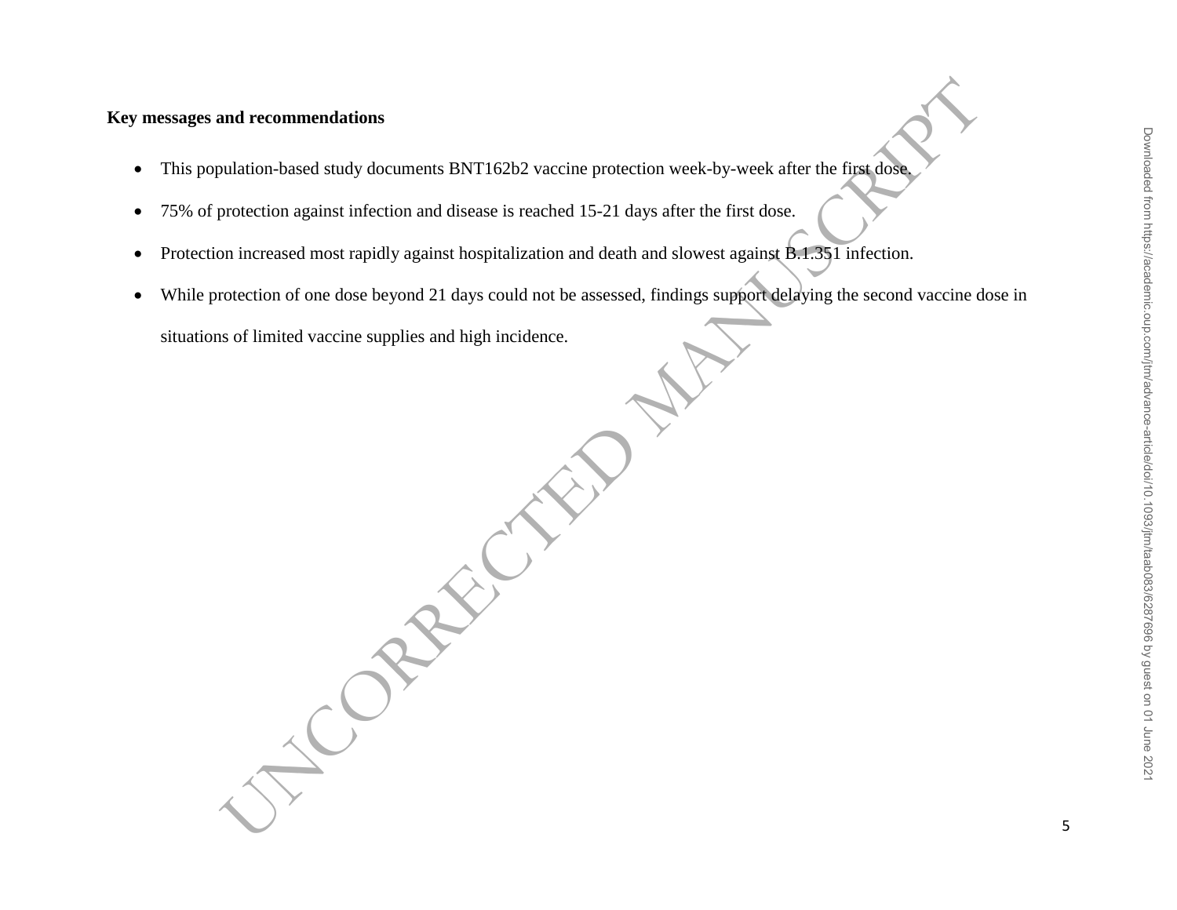**Key messages and recommendations**

- This population-based study documents BNT162b2 vaccine protection week-by-week after the first dose.
- 75% of protection against infection and disease is reached 15-21 days after the first dose.
- Protection increased most rapidly against hospitalization and death and slowest against B.1.351 infection.
- While protection of one dose beyond 21 days could not be assessed, findings support delaying the second vaccine dose in situations of limited vaccine supplies and high incidence.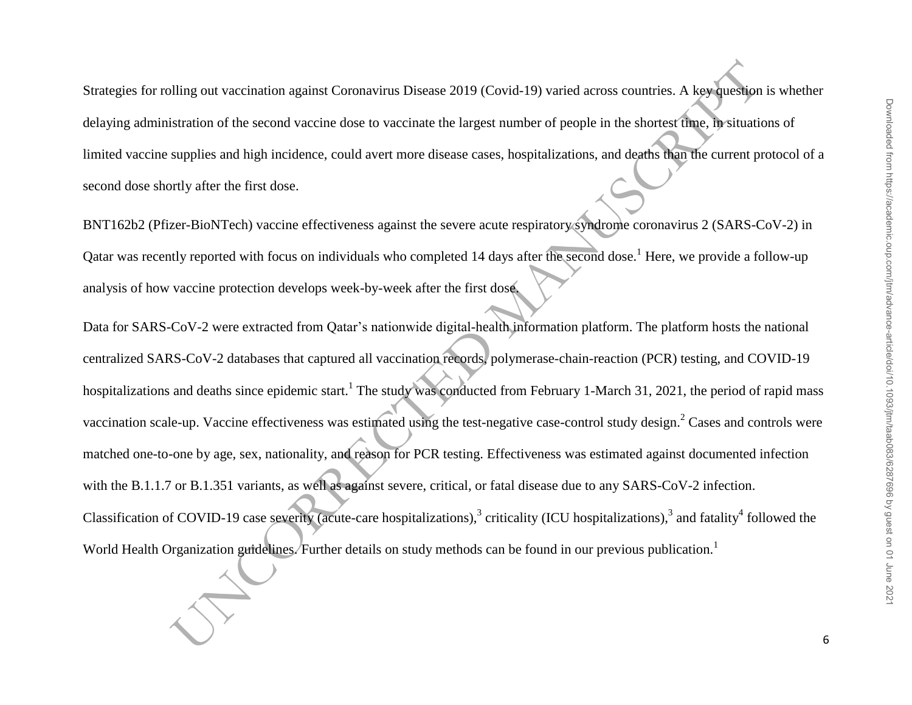Strategies for rolling out vaccination against Coronavirus Disease 2019 (Covid-19) varied across countries. A key question is whether delaying administration of the second vaccine dose to vaccinate the largest number of people in the shortest time, in situations of limited vaccine supplies and high incidence, could avert more disease cases, hospitalizations, and deaths than the current protocol of a second dose shortly after the first dose.

BNT162b2 (Pfizer-BioNTech) vaccine effectiveness against the severe acute respiratory syndrome coronavirus 2 (SARS-CoV-2) in Qatar was recently reported with focus on individuals who completed 14 days after the second dose.[1] Here, we provide a follow-up analysis of how vaccine protection develops week-by-week after the first dose.

Data for SARS-CoV-2 were extracted from Qatar's nationwide digital-health information platform. The platform hosts the national centralized SARS-CoV-2 databases that captured all vaccination records, polymerase-chain-reaction (PCR) testing, and COVID-19 hospitalizations and deaths since epidemic start.[1] The study was conducted from February 1-March 31, 2021, the period of rapid mass vaccination scale-up. Vaccine effectiveness was estimated using the test-negative case-control study design.[2] Cases and controls were matched one-to-one by age, sex, nationality, and reason for PCR testing. Effectiveness was estimated against documented infection with the B.1.1.7 or B.1.351 variants, as well as against severe, critical, or fatal disease due to any SARS-CoV-2 infection. Classification of COVID-19 case severity (acute-care hospitalizations),[3] criticality (ICU hospitalizations),[3] and fatality[4] followed the World Health Organization guidelines. Further details on study methods can be found in our previous publication.[1]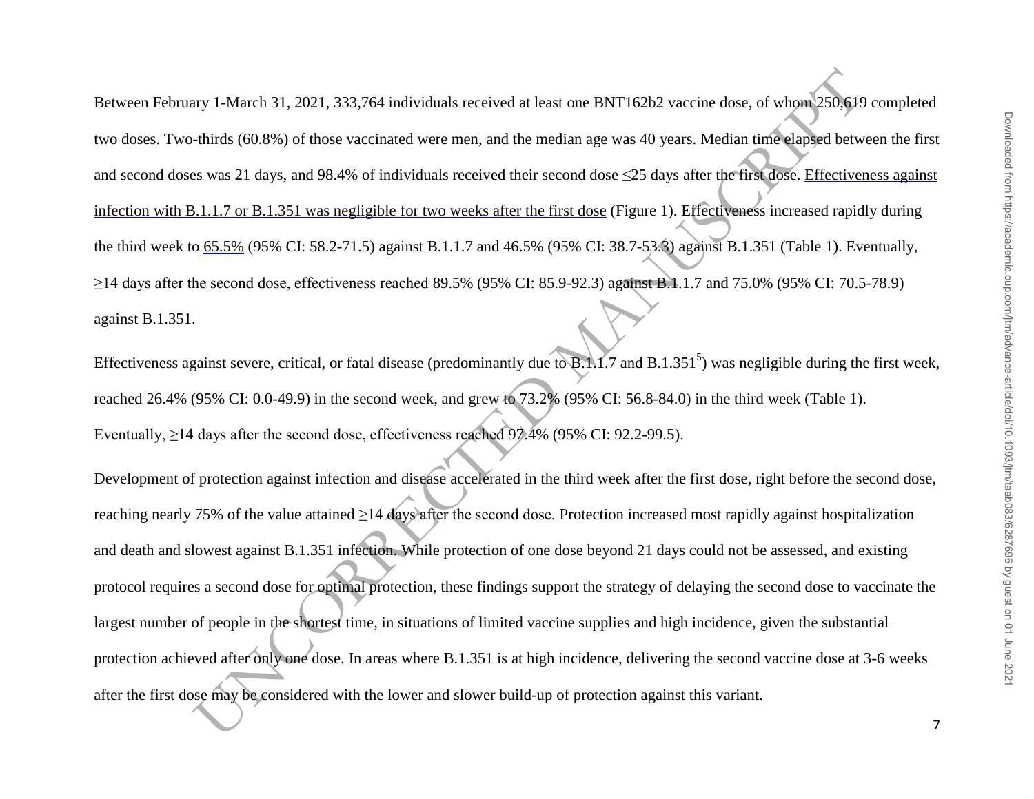Between February 1-March 31, 2021, 333,764 individuals received at least one BNT162b2 vaccine dose, of whom 250,619 completed two doses. Two-thirds (60.8%) of those vaccinated were men, and the median age was 40 years. Median time elapsed between the first and second doses was 21 days, and 98.4% of individuals received their second dose ≤25 days after the first dose. Effectiveness against infection with B.1.1.7 or B.1.351 was negligible for two weeks after the first dose (Figure 1). Effectiveness increased rapidly during the third week to 65.5% (95% CI: 58.2-71.5) against B.1.1.7 and 46.5% (95% CI: 38.7-53.3) against B.1.351 (Table 1). Eventually, ≥14 days after the second dose, effectiveness reached 89.5% (95% CI: 85.9-92.3) against B.1.1.7 and 75.0% (95% CI: 70.5-78.9) against B.1.351.

Effectiveness against severe, critical, or fatal disease (predominantly due to B.1.1.7 and B.1.351[5]) was negligible during the first week, reached 26.4% (95% CI: 0.0-49.9) in the second week, and grew to 73.2% (95% CI: 56.8-84.0) in the third week (Table 1). Eventually, ≥14 days after the second dose, effectiveness reached 97.4% (95% CI: 92.2-99.5).

Development of protection against infection and disease accelerated in the third week after the first dose, right before the second dose, reaching nearly 75% of the value attained ≥14 days after the second dose. Protection increased most rapidly against hospitalization and death and slowest against B.1.351 infection. While protection of one dose beyond 21 days could not be assessed, and existing protocol requires a second dose for optimal protection, these findings support the strategy of delaying the second dose to vaccinate the largest number of people in the shortest time, in situations of limited vaccine supplies and high incidence, given the substantial protection achieved after only one dose. In areas where B.1.351 is at high incidence, delivering the second vaccine dose at 3-6 weeks after the first dose may be considered with the lower and slower build-up of protection against this variant.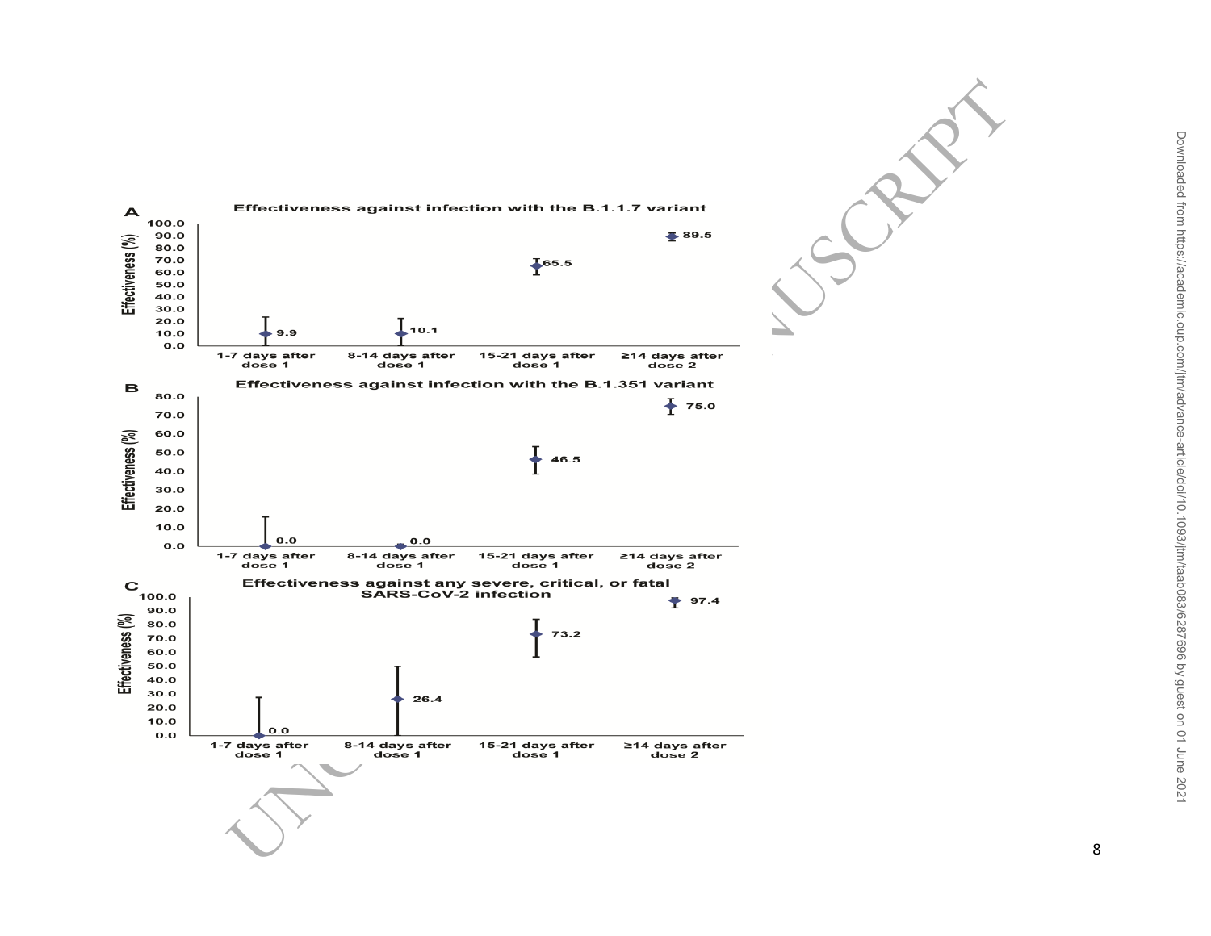**A** Effectiveness against infection with the B.1.1.7 variant

| | 1-7 days after dose 1 | 8-14 days after dose 1 | 15-21 days after dose 1 | ≥14 days after dose 2 |
|---|---|---|---|---|
| Effectiveness (%) | 9.9 | 10.1 | 65.5 | 89.5 |

**B** Effectiveness against infection with the B.1.351 variant

| | 1-7 days after dose 1 | 8-14 days after dose 1 | 15-21 days after dose 1 | ≥14 days after dose 2 |
|---|---|---|---|---|
| Effectiveness (%) | 0.0 | 0.0 | 46.5 | 75.0 |

**C** Effectiveness against any severe, critical, or fatal SARS-CoV-2 infection

| | 1-7 days after dose 1 | 8-14 days after dose 1 | 15-21 days after dose 1 | ≥14 days after dose 2 |
|---|---|---|---|---|
| Effectiveness (%) | 0.0 | 26.4 | 73.2 | 97.4 |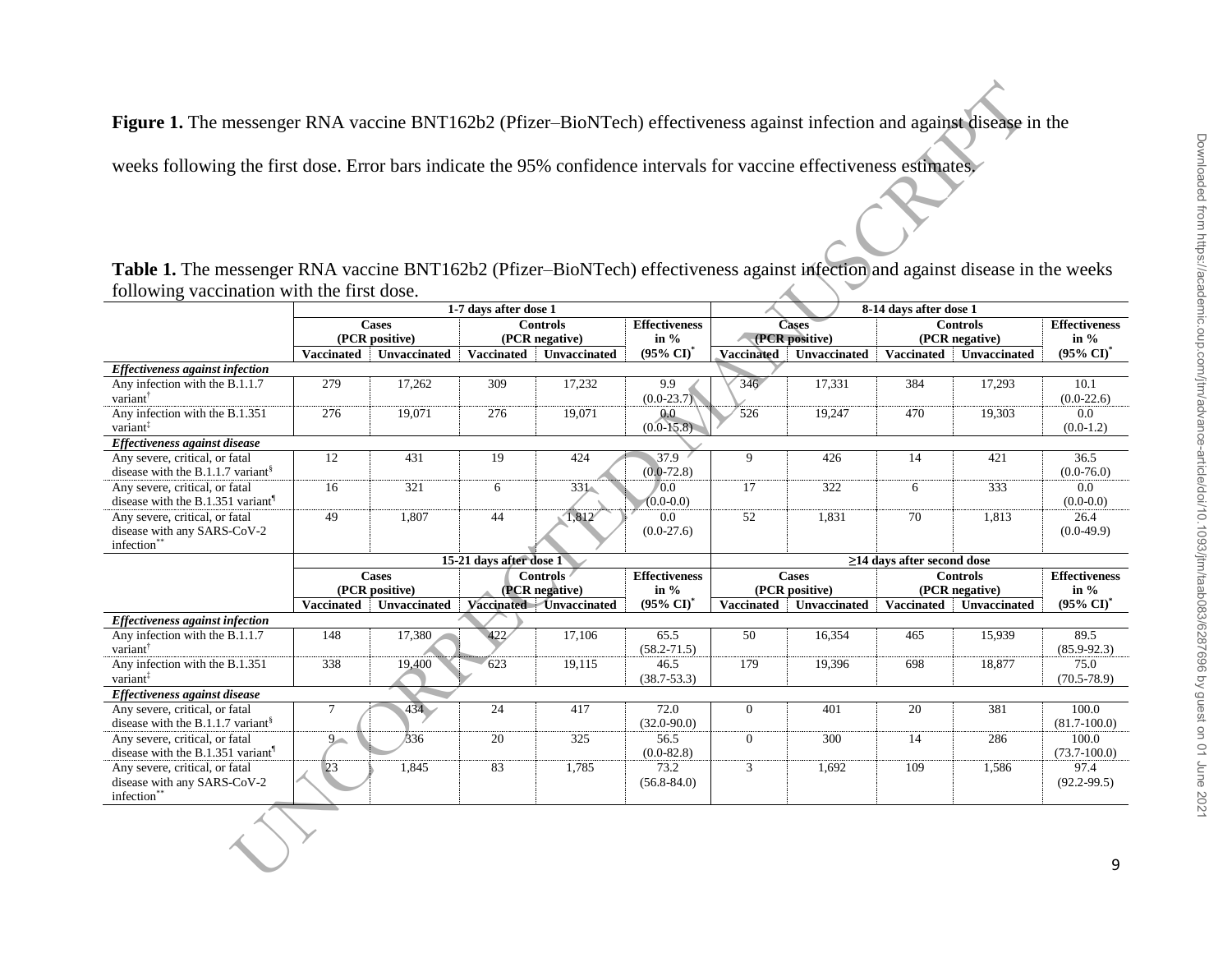**Figure 1.** The messenger RNA vaccine BNT162b2 (Pfizer–BioNTech) effectiveness against infection and against disease in the weeks following the first dose. Error bars indicate the 95% confidence intervals for vaccine effectiveness estimates.

**Table 1.** The messenger RNA vaccine BNT162b2 (Pfizer–BioNTech) effectiveness against infection and against disease in the weeks following vaccination with the first dose.

| | 1-7 days after dose 1 | | | | | 8-14 days after dose 1 | | | | |
|---|---|---|---|---|---|---|---|---|---|---|
| | Cases (PCR positive) | | Controls (PCR negative) | | Effectiveness in % | Cases (PCR positive) | | Controls (PCR negative) | | Effectiveness in % |
| | Vaccinated | Unvaccinated | Vaccinated | Unvaccinated | (95% CI)* | Vaccinated | Unvaccinated | Vaccinated | Unvaccinated | (95% CI)* |
| ***Effectiveness against infection*** | | | | | | | | | | |
| Any infection with the B.1.1.7 variant† | 279 | 17,262 | 309 | 17,232 | 9.9 (0.0-23.7) | 346 | 17,331 | 384 | 17,293 | 10.1 (0.0-22.6) |
| Any infection with the B.1.351 variant‡ | 276 | 19,071 | 276 | 19,071 | 0.0 (0.0-15.8) | 526 | 19,247 | 470 | 19,303 | 0.0 (0.0-1.2) |
| ***Effectiveness against disease*** | | | | | | | | | | |
| Any severe, critical, or fatal disease with the B.1.1.7 variant§ | 12 | 431 | 19 | 424 | 37.9 (0.0-72.8) | 9 | 426 | 14 | 421 | 36.5 (0.0-76.0) |
| Any severe, critical, or fatal disease with the B.1.351 variant¶ | 16 | 321 | 6 | 331 | 0.0 (0.0-0.0) | 17 | 322 | 6 | 333 | 0.0 (0.0-0.0) |
| Any severe, critical, or fatal disease with any SARS-CoV-2 infection** | 49 | 1,807 | 44 | 1,812 | 0.0 (0.0-27.6) | 52 | 1,831 | 70 | 1,813 | 26.4 (0.0-49.9) |
| | 15-21 days after dose 1 | | | | | ≥14 days after second dose | | | | |
| | Cases (PCR positive) | | Controls (PCR negative) | | Effectiveness in % | Cases (PCR positive) | | Controls (PCR negative) | | Effectiveness in % |
| | Vaccinated | Unvaccinated | Vaccinated | Unvaccinated | (95% CI)* | Vaccinated | Unvaccinated | Vaccinated | Unvaccinated | (95% CI)* |
| ***Effectiveness against infection*** | | | | | | | | | | |
| Any infection with the B.1.1.7 variant† | 148 | 17,380 | 422 | 17,106 | 65.5 (58.2-71.5) | 50 | 16,354 | 465 | 15,939 | 89.5 (85.9-92.3) |
| Any infection with the B.1.351 variant‡ | 338 | 19,400 | 623 | 19,115 | 46.5 (38.7-53.3) | 179 | 19,396 | 698 | 18,877 | 75.0 (70.5-78.9) |
| ***Effectiveness against disease*** | | | | | | | | | | |
| Any severe, critical, or fatal disease with the B.1.1.7 variant§ | 7 | 434 | 24 | 417 | 72.0 (32.0-90.0) | 0 | 401 | 20 | 381 | 100.0 (81.7-100.0) |
| Any severe, critical, or fatal disease with the B.1.351 variant¶ | 9 | 336 | 20 | 325 | 56.5 (0.0-82.8) | 0 | 300 | 14 | 286 | 100.0 (73.7-100.0) |
| Any severe, critical, or fatal disease with any SARS-CoV-2 infection** | 23 | 1,845 | 83 | 1,785 | 73.2 (56.8-84.0) | 3 | 1,692 | 109 | 1,586 | 97.4 (92.2-99.5) |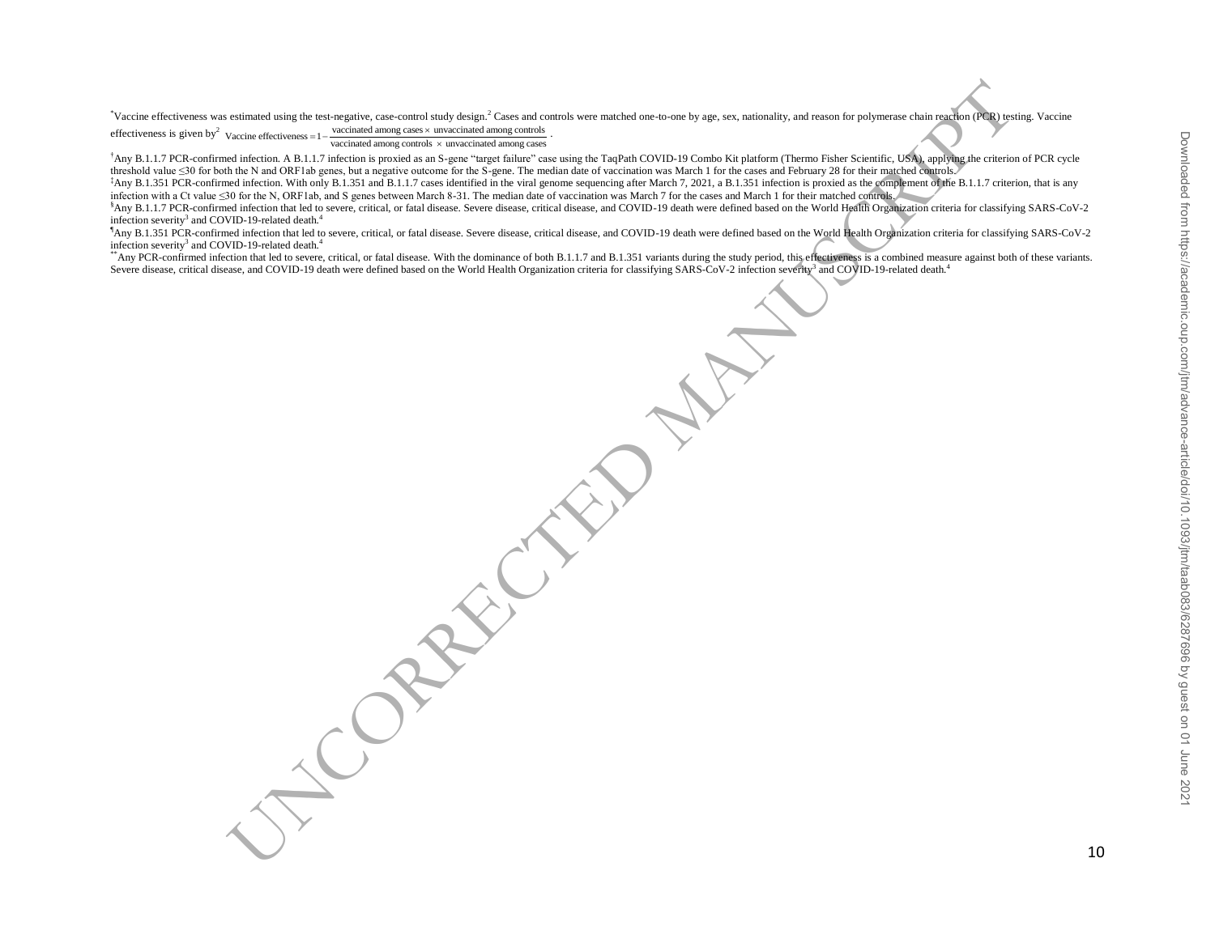*Vaccine effectiveness was estimated using the test-negative, case-control study design.[2] Cases and controls were matched one-to-one by age, sex, nationality, and reason for polymerase chain reaction (PCR) testing. Vaccine effectiveness is given by[2] $\text{Vaccine effectiveness} = 1 - \frac{\text{vaccinated among cases} \times \text{unvaccinated among controls}}{\text{vaccinated among controls} \times \text{unvaccinated among cases}}$.

†Any B.1.1.7 PCR-confirmed infection. A B.1.1.7 infection is proxied as an S-gene "target failure" case using the TaqPath COVID-19 Combo Kit platform (Thermo Fisher Scientific, USA), applying the criterion of PCR cycle threshold value ≤30 for both the N and ORF1ab genes, but a negative outcome for the S-gene. The median date of vaccination was March 1 for the cases and February 28 for their matched controls.

‡Any B.1.351 PCR-confirmed infection. With only B.1.351 and B.1.1.7 cases identified in the viral genome sequencing after March 7, 2021, a B.1.351 infection is proxied as the complement of the B.1.1.7 criterion, that is any infection with a Ct value ≤30 for the N, ORF1ab, and S genes between March 8-31. The median date of vaccination was March 7 for the cases and March 1 for their matched controls.

§Any B.1.1.7 PCR-confirmed infection that led to severe, critical, or fatal disease. Severe disease, critical disease, and COVID-19 death were defined based on the World Health Organization criteria for classifying SARS-CoV-2 infection severity[3] and COVID-19-related death.[4]

¶Any B.1.351 PCR-confirmed infection that led to severe, critical, or fatal disease. Severe disease, critical disease, and COVID-19 death were defined based on the World Health Organization criteria for classifying SARS-CoV-2 infection severity[3] and COVID-19-related death.[4]

**Any PCR-confirmed infection that led to severe, critical, or fatal disease. With the dominance of both B.1.1.7 and B.1.351 variants during the study period, this effectiveness is a combined measure against both of these variants. Severe disease, critical disease, and COVID-19 death were defined based on the World Health Organization criteria for classifying SARS-CoV-2 infection severity[3] and COVID-19-related death.[4]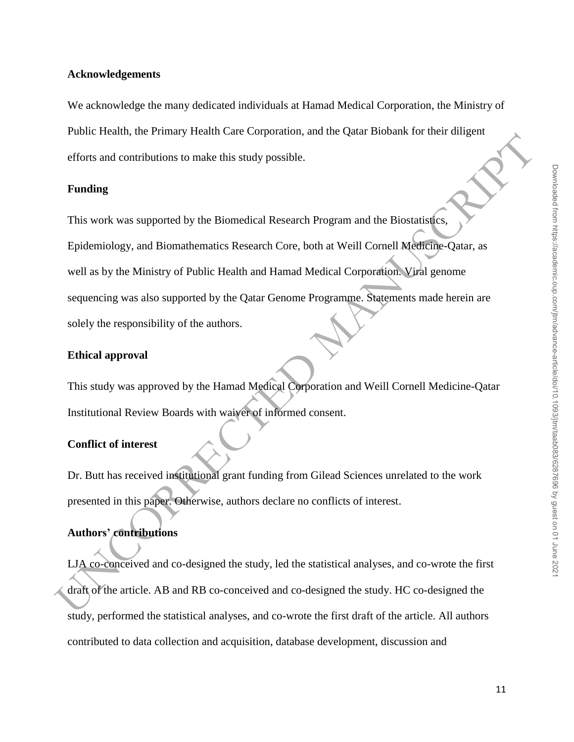## Acknowledgements

We acknowledge the many dedicated individuals at Hamad Medical Corporation, the Ministry of Public Health, the Primary Health Care Corporation, and the Qatar Biobank for their diligent efforts and contributions to make this study possible.

## Funding

This work was supported by the Biomedical Research Program and the Biostatistics, Epidemiology, and Biomathematics Research Core, both at Weill Cornell Medicine-Qatar, as well as by the Ministry of Public Health and Hamad Medical Corporation. Viral genome sequencing was also supported by the Qatar Genome Programme. Statements made herein are solely the responsibility of the authors.

## Ethical approval

This study was approved by the Hamad Medical Corporation and Weill Cornell Medicine-Qatar Institutional Review Boards with waiver of informed consent.

## Conflict of interest

Dr. Butt has received institutional grant funding from Gilead Sciences unrelated to the work presented in this paper. Otherwise, authors declare no conflicts of interest.

## Authors' contributions

LJA co-conceived and co-designed the study, led the statistical analyses, and co-wrote the first draft of the article. AB and RB co-conceived and co-designed the study. HC co-designed the study, performed the statistical analyses, and co-wrote the first draft of the article. All authors contributed to data collection and acquisition, database development, discussion and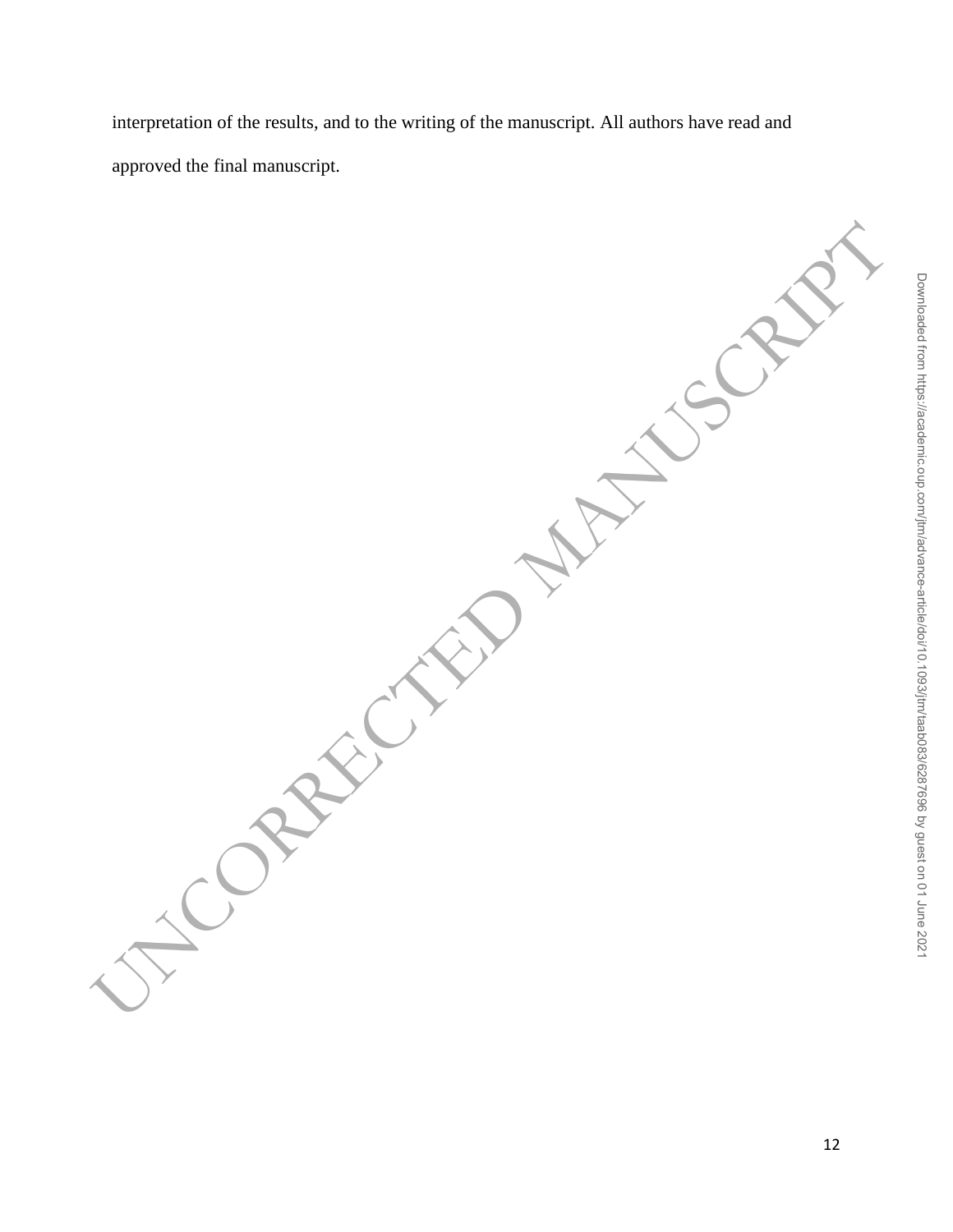interpretation of the results, and to the writing of the manuscript. All authors have read and approved the final manuscript.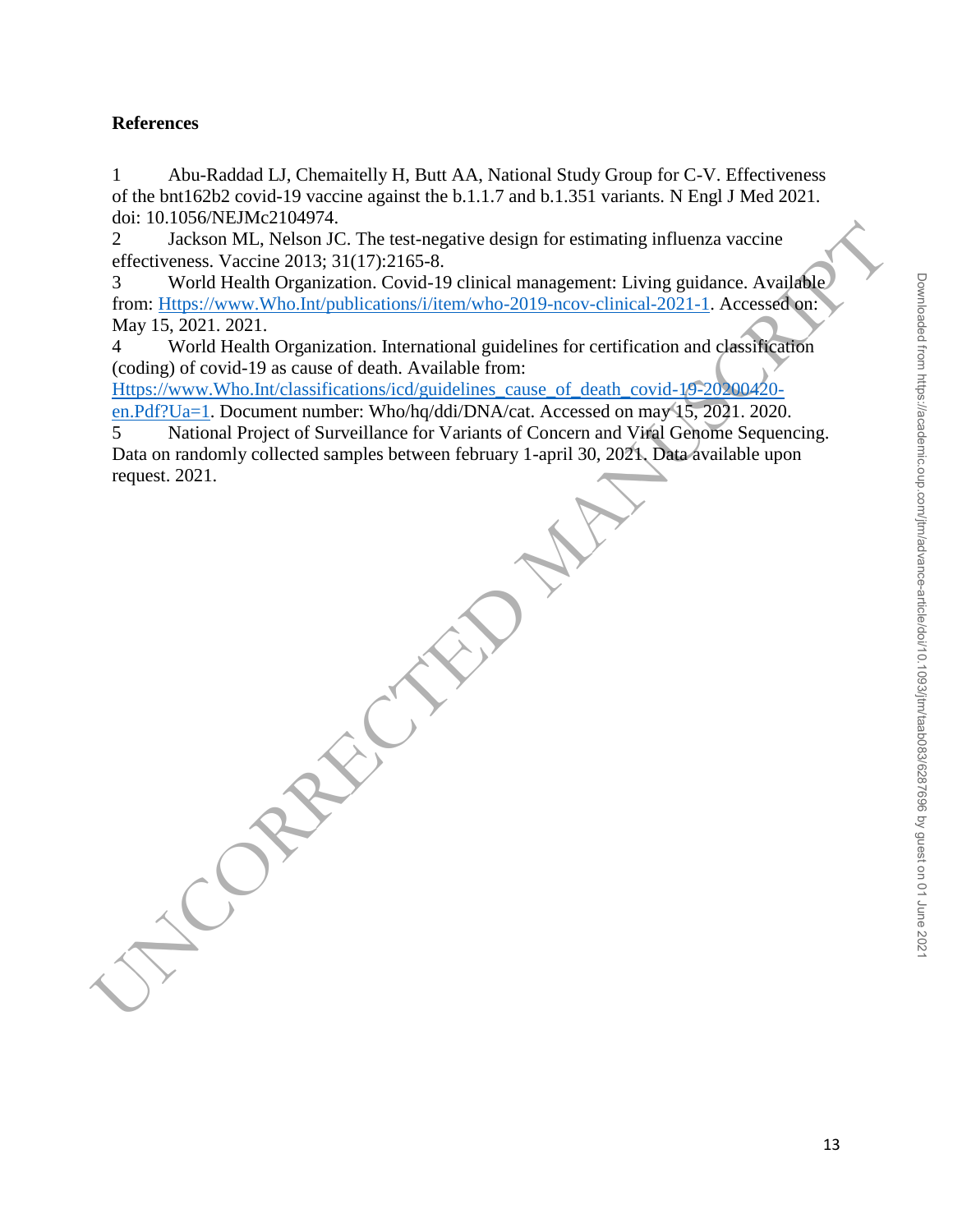**References**

1 Abu-Raddad LJ, Chemaitelly H, Butt AA, National Study Group for C-V. Effectiveness of the bnt162b2 covid-19 vaccine against the b.1.1.7 and b.1.351 variants. N Engl J Med 2021. doi: 10.1056/NEJMc2104974.

2 Jackson ML, Nelson JC. The test-negative design for estimating influenza vaccine effectiveness. Vaccine 2013; 31(17):2165-8.

3 World Health Organization. Covid-19 clinical management: Living guidance. Available from: Https://www.Who.Int/publications/i/item/who-2019-ncov-clinical-2021-1. Accessed on: May 15, 2021. 2021.

4 World Health Organization. International guidelines for certification and classification (coding) of covid-19 as cause of death. Available from: Https://www.Who.Int/classifications/icd/guidelines_cause_of_death_covid-19-20200420-en.Pdf?Ua=1. Document number: Who/hq/ddi/DNA/cat. Accessed on may 15, 2021. 2020.

5 National Project of Surveillance for Variants of Concern and Viral Genome Sequencing. Data on randomly collected samples between february 1-april 30, 2021. Data available upon request. 2021.